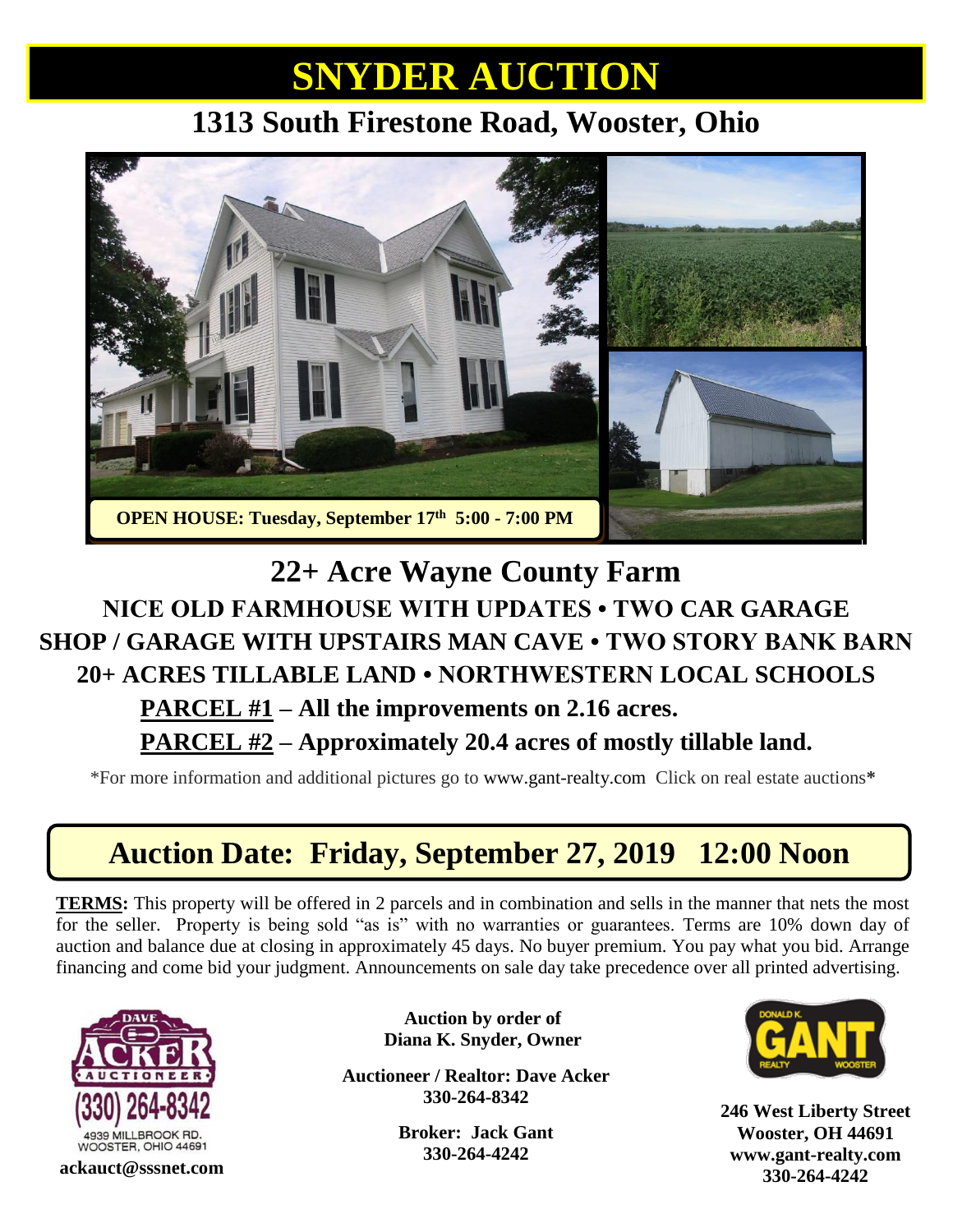# SNYDER AUCTION

## 1313 South Firestone Road, Wooster, Ohio

**OPEN HOUSE: Tuesday, September 17th 5:00 - 7:00 PM**

## 22+ Acre Wayne County Farm

### NICE OLD FARMHOUSE WITH UPDATES • TWO CAR GARAGE
### SHOP / GARAGE WITH UPSTAIRS MAN CAVE • TWO STORY BANK BARN
### 20+ ACRES TILLABLE LAND • NORTHWESTERN LOCAL SCHOOLS

**PARCEL #1 – All the improvements on 2.16 acres.**

**PARCEL #2 – Approximately 20.4 acres of mostly tillable land.**

*For more information and additional pictures go to www.gant-realty.com Click on real estate auctions*

## Auction Date: Friday, September 27, 2019 12:00 Noon

**TERMS:** This property will be offered in 2 parcels and in combination and sells in the manner that nets the most for the seller. Property is being sold "as is" with no warranties or guarantees. Terms are 10% down day of auction and balance due at closing in approximately 45 days. No buyer premium. You pay what you bid. Arrange financing and come bid your judgment. Announcements on sale day take precedence over all printed advertising.

DAVE ACKER AUCTIONEER
(330) 264-8342
4939 MILLBROOK RD.
WOOSTER, OHIO 44691
**ackauct@sssnet.com**

**Auction by order of**
**Diana K. Snyder, Owner**

**Auctioneer / Realtor: Dave Acker**
**330-264-8342**

**Broker: Jack Gant**
**330-264-4242**

DONALD K. GANT REALTY WOOSTER

**246 West Liberty Street**
**Wooster, OH 44691**
**www.gant-realty.com**
**330-264-4242**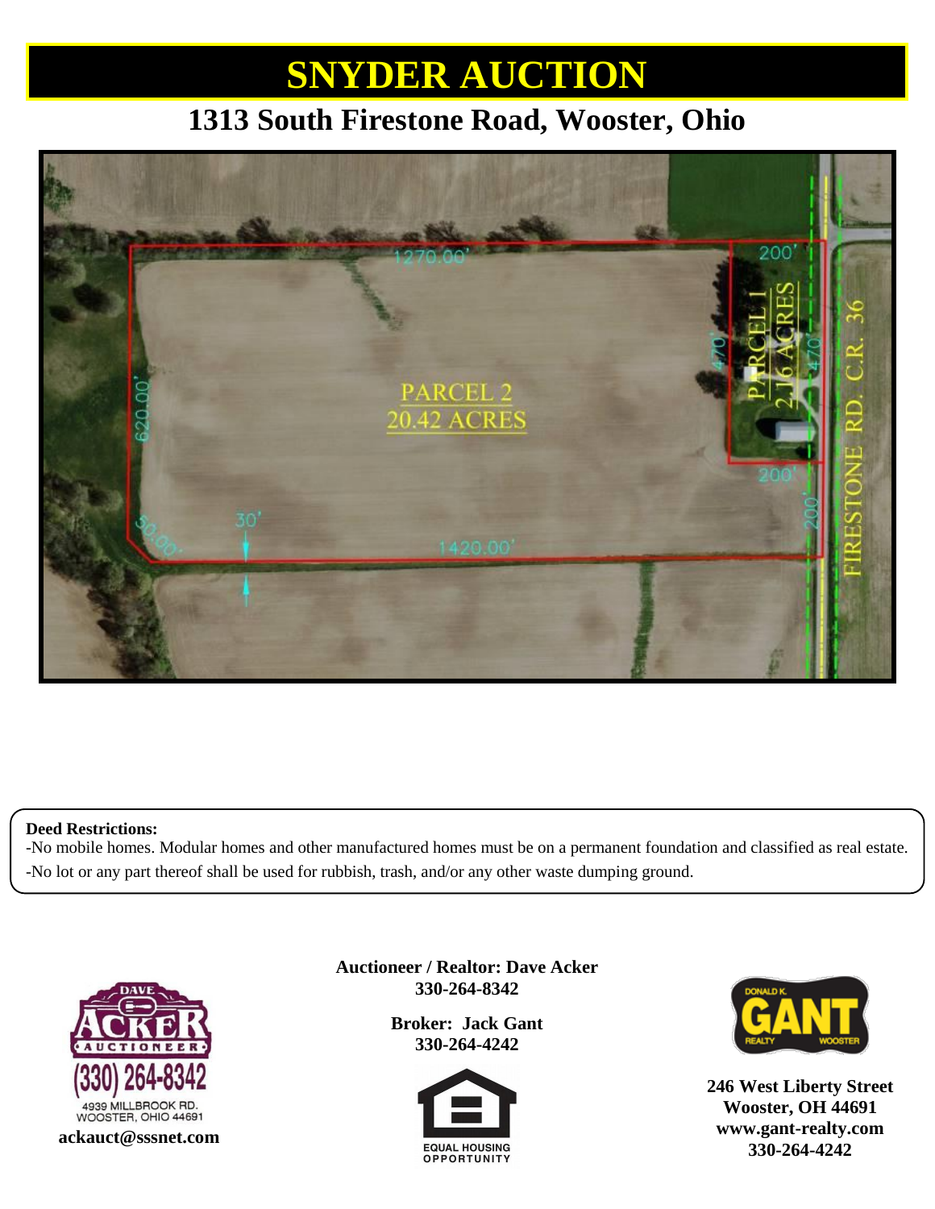# SNYDER AUCTION

## 1313 South Firestone Road, Wooster, Ohio

1270.00'

200'

PARCEL 1
2.16 ACRES

470'

470'

PARCEL 2
20.42 ACRES

620.00'

200'

200'

FIRESTONE RD. C.R. 36

50.00'

30'

1420.00'

**Deed Restrictions:**

-No mobile homes. Modular homes and other manufactured homes must be on a permanent foundation and classified as real estate.

-No lot or any part thereof shall be used for rubbish, trash, and/or any other waste dumping ground.

DAVE ACKER AUCTIONEER
(330) 264-8342
4939 MILLBROOK RD.
WOOSTER, OHIO 44691
**ackauct@sssnet.com**

**Auctioneer / Realtor: Dave Acker**
**330-264-8342**

**Broker: Jack Gant**
**330-264-4242**

EQUAL HOUSING OPPORTUNITY

DONALD K. GANT REALTY WOOSTER

**246 West Liberty Street**
**Wooster, OH 44691**
**www.gant-realty.com**
**330-264-4242**